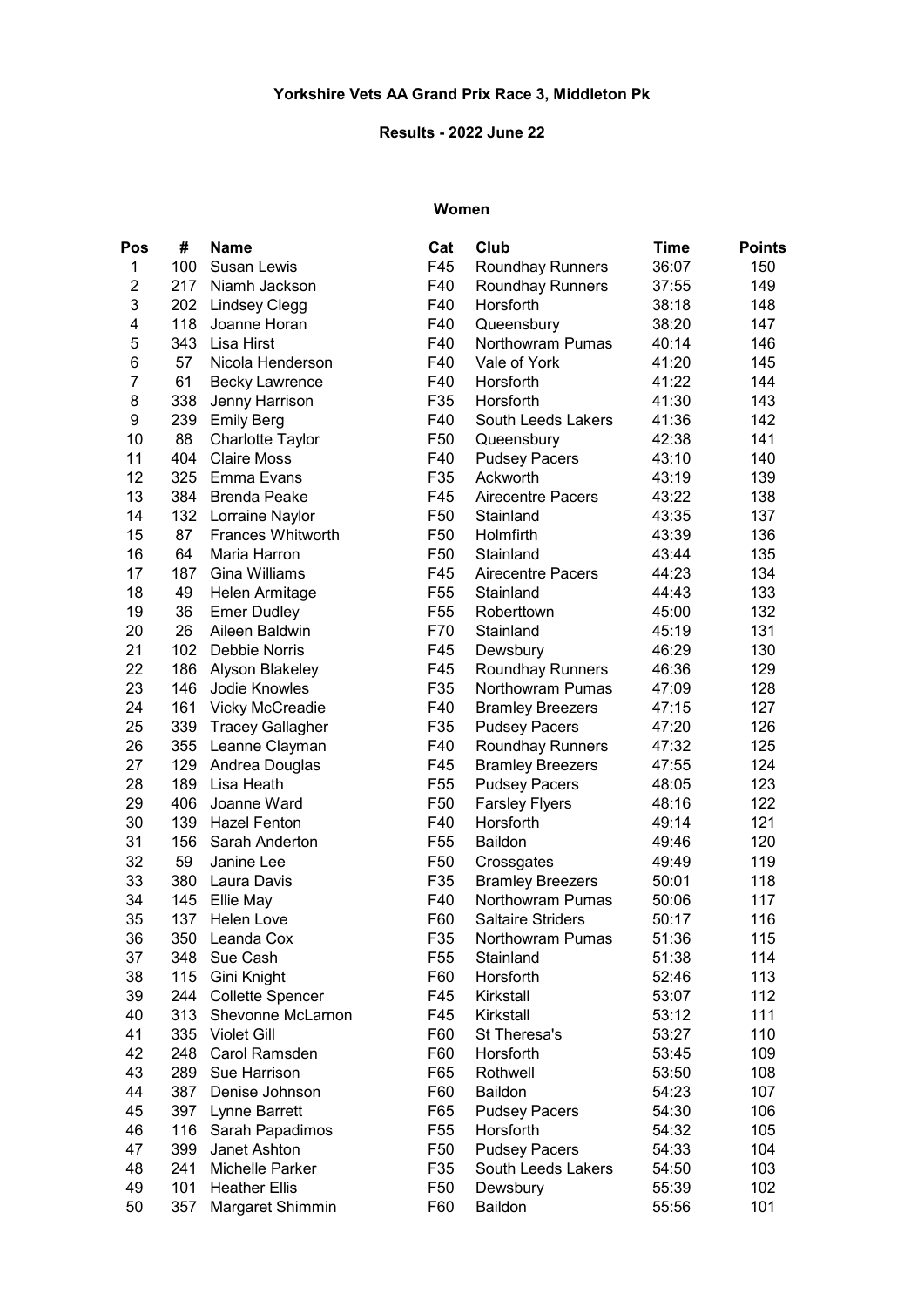# Yorkshire Vets AA Grand Prix Race 3, Middleton Pk

## Results - 2022 June 22

### Women

| Pos | # | Name | Cat | Club | Time | Points |
|---|---|---|---|---|---|---|
| 1 | 100 | Susan Lewis | F45 | Roundhay Runners | 36:07 | 150 |
| 2 | 217 | Niamh Jackson | F40 | Roundhay Runners | 37:55 | 149 |
| 3 | 202 | Lindsey Clegg | F40 | Horsforth | 38:18 | 148 |
| 4 | 118 | Joanne Horan | F40 | Queensbury | 38:20 | 147 |
| 5 | 343 | Lisa Hirst | F40 | Northowram Pumas | 40:14 | 146 |
| 6 | 57 | Nicola Henderson | F40 | Vale of York | 41:20 | 145 |
| 7 | 61 | Becky Lawrence | F40 | Horsforth | 41:22 | 144 |
| 8 | 338 | Jenny Harrison | F35 | Horsforth | 41:30 | 143 |
| 9 | 239 | Emily Berg | F40 | South Leeds Lakers | 41:36 | 142 |
| 10 | 88 | Charlotte Taylor | F50 | Queensbury | 42:38 | 141 |
| 11 | 404 | Claire Moss | F40 | Pudsey Pacers | 43:10 | 140 |
| 12 | 325 | Emma Evans | F35 | Ackworth | 43:19 | 139 |
| 13 | 384 | Brenda Peake | F45 | Airecentre Pacers | 43:22 | 138 |
| 14 | 132 | Lorraine Naylor | F50 | Stainland | 43:35 | 137 |
| 15 | 87 | Frances Whitworth | F50 | Holmfirth | 43:39 | 136 |
| 16 | 64 | Maria Harron | F50 | Stainland | 43:44 | 135 |
| 17 | 187 | Gina Williams | F45 | Airecentre Pacers | 44:23 | 134 |
| 18 | 49 | Helen Armitage | F55 | Stainland | 44:43 | 133 |
| 19 | 36 | Emer Dudley | F55 | Roberttown | 45:00 | 132 |
| 20 | 26 | Aileen Baldwin | F70 | Stainland | 45:19 | 131 |
| 21 | 102 | Debbie Norris | F45 | Dewsbury | 46:29 | 130 |
| 22 | 186 | Alyson Blakeley | F45 | Roundhay Runners | 46:36 | 129 |
| 23 | 146 | Jodie Knowles | F35 | Northowram Pumas | 47:09 | 128 |
| 24 | 161 | Vicky McCreadie | F40 | Bramley Breezers | 47:15 | 127 |
| 25 | 339 | Tracey Gallagher | F35 | Pudsey Pacers | 47:20 | 126 |
| 26 | 355 | Leanne Clayman | F40 | Roundhay Runners | 47:32 | 125 |
| 27 | 129 | Andrea Douglas | F45 | Bramley Breezers | 47:55 | 124 |
| 28 | 189 | Lisa Heath | F55 | Pudsey Pacers | 48:05 | 123 |
| 29 | 406 | Joanne Ward | F50 | Farsley Flyers | 48:16 | 122 |
| 30 | 139 | Hazel Fenton | F40 | Horsforth | 49:14 | 121 |
| 31 | 156 | Sarah Anderton | F55 | Baildon | 49:46 | 120 |
| 32 | 59 | Janine Lee | F50 | Crossgates | 49:49 | 119 |
| 33 | 380 | Laura Davis | F35 | Bramley Breezers | 50:01 | 118 |
| 34 | 145 | Ellie May | F40 | Northowram Pumas | 50:06 | 117 |
| 35 | 137 | Helen Love | F60 | Saltaire Striders | 50:17 | 116 |
| 36 | 350 | Leanda Cox | F35 | Northowram Pumas | 51:36 | 115 |
| 37 | 348 | Sue Cash | F55 | Stainland | 51:38 | 114 |
| 38 | 115 | Gini Knight | F60 | Horsforth | 52:46 | 113 |
| 39 | 244 | Collette Spencer | F45 | Kirkstall | 53:07 | 112 |
| 40 | 313 | Shevonne McLarnon | F45 | Kirkstall | 53:12 | 111 |
| 41 | 335 | Violet Gill | F60 | St Theresa's | 53:27 | 110 |
| 42 | 248 | Carol Ramsden | F60 | Horsforth | 53:45 | 109 |
| 43 | 289 | Sue Harrison | F65 | Rothwell | 53:50 | 108 |
| 44 | 387 | Denise Johnson | F60 | Baildon | 54:23 | 107 |
| 45 | 397 | Lynne Barrett | F65 | Pudsey Pacers | 54:30 | 106 |
| 46 | 116 | Sarah Papadimos | F55 | Horsforth | 54:32 | 105 |
| 47 | 399 | Janet Ashton | F50 | Pudsey Pacers | 54:33 | 104 |
| 48 | 241 | Michelle Parker | F35 | South Leeds Lakers | 54:50 | 103 |
| 49 | 101 | Heather Ellis | F50 | Dewsbury | 55:39 | 102 |
| 50 | 357 | Margaret Shimmin | F60 | Baildon | 55:56 | 101 |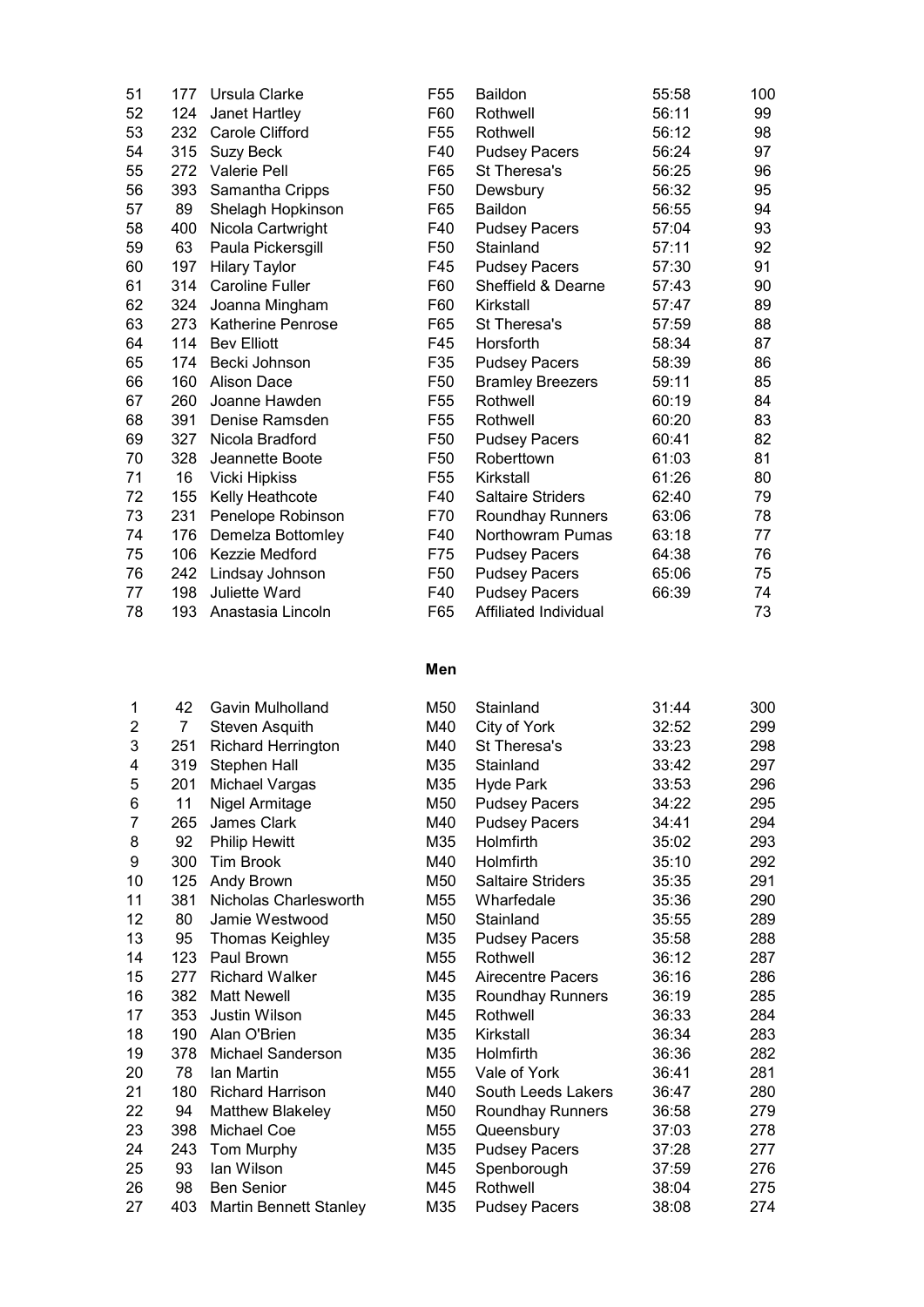| | | | | | | |
|---|---|---|---|---|---|---|
| 51 | 177 | Ursula Clarke | F55 | Baildon | 55:58 | 100 |
| 52 | 124 | Janet Hartley | F60 | Rothwell | 56:11 | 99 |
| 53 | 232 | Carole Clifford | F55 | Rothwell | 56:12 | 98 |
| 54 | 315 | Suzy Beck | F40 | Pudsey Pacers | 56:24 | 97 |
| 55 | 272 | Valerie Pell | F65 | St Theresa's | 56:25 | 96 |
| 56 | 393 | Samantha Cripps | F50 | Dewsbury | 56:32 | 95 |
| 57 | 89 | Shelagh Hopkinson | F65 | Baildon | 56:55 | 94 |
| 58 | 400 | Nicola Cartwright | F40 | Pudsey Pacers | 57:04 | 93 |
| 59 | 63 | Paula Pickersgill | F50 | Stainland | 57:11 | 92 |
| 60 | 197 | Hilary Taylor | F45 | Pudsey Pacers | 57:30 | 91 |
| 61 | 314 | Caroline Fuller | F60 | Sheffield & Dearne | 57:43 | 90 |
| 62 | 324 | Joanna Mingham | F60 | Kirkstall | 57:47 | 89 |
| 63 | 273 | Katherine Penrose | F65 | St Theresa's | 57:59 | 88 |
| 64 | 114 | Bev Elliott | F45 | Horsforth | 58:34 | 87 |
| 65 | 174 | Becki Johnson | F35 | Pudsey Pacers | 58:39 | 86 |
| 66 | 160 | Alison Dace | F50 | Bramley Breezers | 59:11 | 85 |
| 67 | 260 | Joanne Hawden | F55 | Rothwell | 60:19 | 84 |
| 68 | 391 | Denise Ramsden | F55 | Rothwell | 60:20 | 83 |
| 69 | 327 | Nicola Bradford | F50 | Pudsey Pacers | 60:41 | 82 |
| 70 | 328 | Jeannette Boote | F50 | Roberttown | 61:03 | 81 |
| 71 | 16 | Vicki Hipkiss | F55 | Kirkstall | 61:26 | 80 |
| 72 | 155 | Kelly Heathcote | F40 | Saltaire Striders | 62:40 | 79 |
| 73 | 231 | Penelope Robinson | F70 | Roundhay Runners | 63:06 | 78 |
| 74 | 176 | Demelza Bottomley | F40 | Northowram Pumas | 63:18 | 77 |
| 75 | 106 | Kezzie Medford | F75 | Pudsey Pacers | 64:38 | 76 |
| 76 | 242 | Lindsay Johnson | F50 | Pudsey Pacers | 65:06 | 75 |
| 77 | 198 | Juliette Ward | F40 | Pudsey Pacers | 66:39 | 74 |
| 78 | 193 | Anastasia Lincoln | F65 | Affiliated Individual | | 73 |

**Men**

| | | | | | | |
|---|---|---|---|---|---|---|
| 1 | 42 | Gavin Mulholland | M50 | Stainland | 31:44 | 300 |
| 2 | 7 | Steven Asquith | M40 | City of York | 32:52 | 299 |
| 3 | 251 | Richard Herrington | M40 | St Theresa's | 33:23 | 298 |
| 4 | 319 | Stephen Hall | M35 | Stainland | 33:42 | 297 |
| 5 | 201 | Michael Vargas | M35 | Hyde Park | 33:53 | 296 |
| 6 | 11 | Nigel Armitage | M50 | Pudsey Pacers | 34:22 | 295 |
| 7 | 265 | James Clark | M40 | Pudsey Pacers | 34:41 | 294 |
| 8 | 92 | Philip Hewitt | M35 | Holmfirth | 35:02 | 293 |
| 9 | 300 | Tim Brook | M40 | Holmfirth | 35:10 | 292 |
| 10 | 125 | Andy Brown | M50 | Saltaire Striders | 35:35 | 291 |
| 11 | 381 | Nicholas Charlesworth | M55 | Wharfedale | 35:36 | 290 |
| 12 | 80 | Jamie Westwood | M50 | Stainland | 35:55 | 289 |
| 13 | 95 | Thomas Keighley | M35 | Pudsey Pacers | 35:58 | 288 |
| 14 | 123 | Paul Brown | M55 | Rothwell | 36:12 | 287 |
| 15 | 277 | Richard Walker | M45 | Airecentre Pacers | 36:16 | 286 |
| 16 | 382 | Matt Newell | M35 | Roundhay Runners | 36:19 | 285 |
| 17 | 353 | Justin Wilson | M45 | Rothwell | 36:33 | 284 |
| 18 | 190 | Alan O'Brien | M35 | Kirkstall | 36:34 | 283 |
| 19 | 378 | Michael Sanderson | M35 | Holmfirth | 36:36 | 282 |
| 20 | 78 | Ian Martin | M55 | Vale of York | 36:41 | 281 |
| 21 | 180 | Richard Harrison | M40 | South Leeds Lakers | 36:47 | 280 |
| 22 | 94 | Matthew Blakeley | M50 | Roundhay Runners | 36:58 | 279 |
| 23 | 398 | Michael Coe | M55 | Queensbury | 37:03 | 278 |
| 24 | 243 | Tom Murphy | M35 | Pudsey Pacers | 37:28 | 277 |
| 25 | 93 | Ian Wilson | M45 | Spenborough | 37:59 | 276 |
| 26 | 98 | Ben Senior | M45 | Rothwell | 38:04 | 275 |
| 27 | 403 | Martin Bennett Stanley | M35 | Pudsey Pacers | 38:08 | 274 |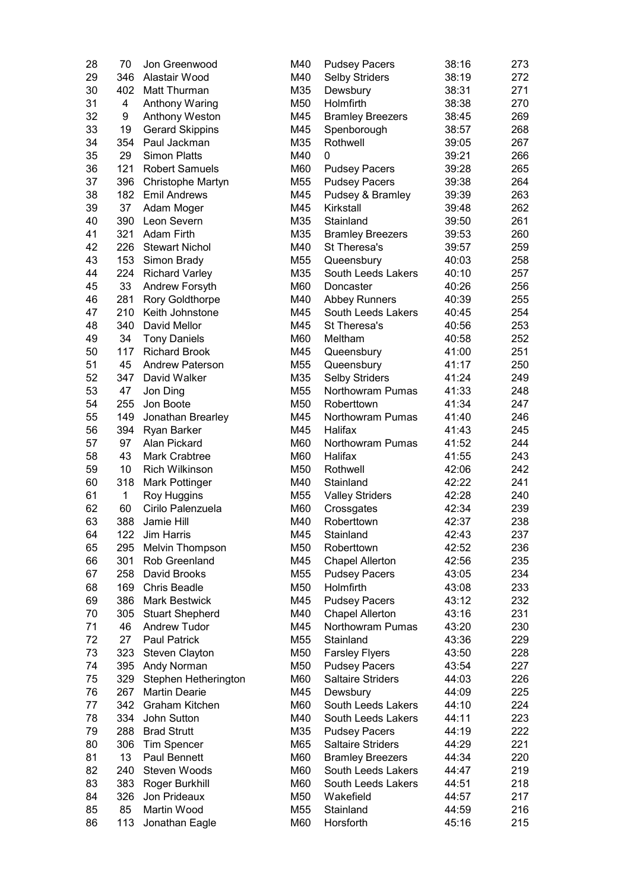| | | | | | | |
|---|---|---|---|---|---|---|
| 28 | 70 | Jon Greenwood | M40 | Pudsey Pacers | 38:16 | 273 |
| 29 | 346 | Alastair Wood | M40 | Selby Striders | 38:19 | 272 |
| 30 | 402 | Matt Thurman | M35 | Dewsbury | 38:31 | 271 |
| 31 | 4 | Anthony Waring | M50 | Holmfirth | 38:38 | 270 |
| 32 | 9 | Anthony Weston | M45 | Bramley Breezers | 38:45 | 269 |
| 33 | 19 | Gerard Skippins | M45 | Spenborough | 38:57 | 268 |
| 34 | 354 | Paul Jackman | M35 | Rothwell | 39:05 | 267 |
| 35 | 29 | Simon Platts | M40 | 0 | 39:21 | 266 |
| 36 | 121 | Robert Samuels | M60 | Pudsey Pacers | 39:28 | 265 |
| 37 | 396 | Christophe Martyn | M55 | Pudsey Pacers | 39:38 | 264 |
| 38 | 182 | Emil Andrews | M45 | Pudsey & Bramley | 39:39 | 263 |
| 39 | 37 | Adam Moger | M45 | Kirkstall | 39:48 | 262 |
| 40 | 390 | Leon Severn | M35 | Stainland | 39:50 | 261 |
| 41 | 321 | Adam Firth | M35 | Bramley Breezers | 39:53 | 260 |
| 42 | 226 | Stewart Nichol | M40 | St Theresa's | 39:57 | 259 |
| 43 | 153 | Simon Brady | M55 | Queensbury | 40:03 | 258 |
| 44 | 224 | Richard Varley | M35 | South Leeds Lakers | 40:10 | 257 |
| 45 | 33 | Andrew Forsyth | M60 | Doncaster | 40:26 | 256 |
| 46 | 281 | Rory Goldthorpe | M40 | Abbey Runners | 40:39 | 255 |
| 47 | 210 | Keith Johnstone | M45 | South Leeds Lakers | 40:45 | 254 |
| 48 | 340 | David Mellor | M45 | St Theresa's | 40:56 | 253 |
| 49 | 34 | Tony Daniels | M60 | Meltham | 40:58 | 252 |
| 50 | 117 | Richard Brook | M45 | Queensbury | 41:00 | 251 |
| 51 | 45 | Andrew Paterson | M55 | Queensbury | 41:17 | 250 |
| 52 | 347 | David Walker | M35 | Selby Striders | 41:24 | 249 |
| 53 | 47 | Jon Ding | M55 | Northowram Pumas | 41:33 | 248 |
| 54 | 255 | Jon Boote | M50 | Roberttown | 41:34 | 247 |
| 55 | 149 | Jonathan Brearley | M45 | Northowram Pumas | 41:40 | 246 |
| 56 | 394 | Ryan Barker | M45 | Halifax | 41:43 | 245 |
| 57 | 97 | Alan Pickard | M60 | Northowram Pumas | 41:52 | 244 |
| 58 | 43 | Mark Crabtree | M60 | Halifax | 41:55 | 243 |
| 59 | 10 | Rich Wilkinson | M50 | Rothwell | 42:06 | 242 |
| 60 | 318 | Mark Pottinger | M40 | Stainland | 42:22 | 241 |
| 61 | 1 | Roy Huggins | M55 | Valley Striders | 42:28 | 240 |
| 62 | 60 | Cirilo Palenzuela | M60 | Crossgates | 42:34 | 239 |
| 63 | 388 | Jamie Hill | M40 | Roberttown | 42:37 | 238 |
| 64 | 122 | Jim Harris | M45 | Stainland | 42:43 | 237 |
| 65 | 295 | Melvin Thompson | M50 | Roberttown | 42:52 | 236 |
| 66 | 301 | Rob Greenland | M45 | Chapel Allerton | 42:56 | 235 |
| 67 | 258 | David Brooks | M55 | Pudsey Pacers | 43:05 | 234 |
| 68 | 169 | Chris Beadle | M50 | Holmfirth | 43:08 | 233 |
| 69 | 386 | Mark Bestwick | M45 | Pudsey Pacers | 43:12 | 232 |
| 70 | 305 | Stuart Shepherd | M40 | Chapel Allerton | 43:16 | 231 |
| 71 | 46 | Andrew Tudor | M45 | Northowram Pumas | 43:20 | 230 |
| 72 | 27 | Paul Patrick | M55 | Stainland | 43:36 | 229 |
| 73 | 323 | Steven Clayton | M50 | Farsley Flyers | 43:50 | 228 |
| 74 | 395 | Andy Norman | M50 | Pudsey Pacers | 43:54 | 227 |
| 75 | 329 | Stephen Hetherington | M60 | Saltaire Striders | 44:03 | 226 |
| 76 | 267 | Martin Dearie | M45 | Dewsbury | 44:09 | 225 |
| 77 | 342 | Graham Kitchen | M60 | South Leeds Lakers | 44:10 | 224 |
| 78 | 334 | John Sutton | M40 | South Leeds Lakers | 44:11 | 223 |
| 79 | 288 | Brad Strutt | M35 | Pudsey Pacers | 44:19 | 222 |
| 80 | 306 | Tim Spencer | M65 | Saltaire Striders | 44:29 | 221 |
| 81 | 13 | Paul Bennett | M60 | Bramley Breezers | 44:34 | 220 |
| 82 | 240 | Steven Woods | M60 | South Leeds Lakers | 44:47 | 219 |
| 83 | 383 | Roger Burkhill | M60 | South Leeds Lakers | 44:51 | 218 |
| 84 | 326 | Jon Prideaux | M50 | Wakefield | 44:57 | 217 |
| 85 | 85 | Martin Wood | M55 | Stainland | 44:59 | 216 |
| 86 | 113 | Jonathan Eagle | M60 | Horsforth | 45:16 | 215 |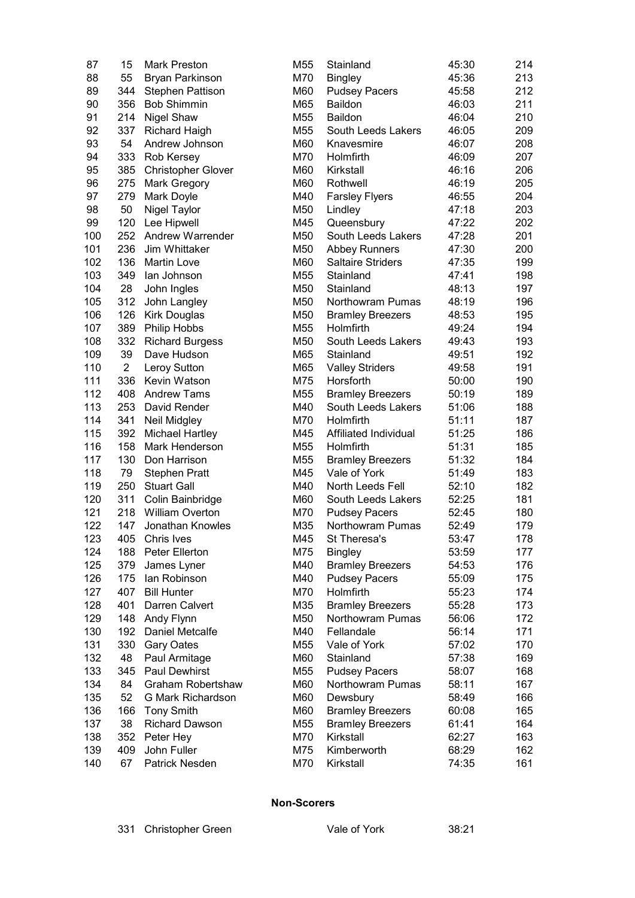| | | | | | | |
|---|---|---|---|---|---|---|
| 87 | 15 | Mark Preston | M55 | Stainland | 45:30 | 214 |
| 88 | 55 | Bryan Parkinson | M70 | Bingley | 45:36 | 213 |
| 89 | 344 | Stephen Pattison | M60 | Pudsey Pacers | 45:58 | 212 |
| 90 | 356 | Bob Shimmin | M65 | Baildon | 46:03 | 211 |
| 91 | 214 | Nigel Shaw | M55 | Baildon | 46:04 | 210 |
| 92 | 337 | Richard Haigh | M55 | South Leeds Lakers | 46:05 | 209 |
| 93 | 54 | Andrew Johnson | M60 | Knavesmire | 46:07 | 208 |
| 94 | 333 | Rob Kersey | M70 | Holmfirth | 46:09 | 207 |
| 95 | 385 | Christopher Glover | M60 | Kirkstall | 46:16 | 206 |
| 96 | 275 | Mark Gregory | M60 | Rothwell | 46:19 | 205 |
| 97 | 279 | Mark Doyle | M40 | Farsley Flyers | 46:55 | 204 |
| 98 | 50 | Nigel Taylor | M50 | Lindley | 47:18 | 203 |
| 99 | 120 | Lee Hipwell | M45 | Queensbury | 47:22 | 202 |
| 100 | 252 | Andrew Warrender | M50 | South Leeds Lakers | 47:28 | 201 |
| 101 | 236 | Jim Whittaker | M50 | Abbey Runners | 47:30 | 200 |
| 102 | 136 | Martin Love | M60 | Saltaire Striders | 47:35 | 199 |
| 103 | 349 | Ian Johnson | M55 | Stainland | 47:41 | 198 |
| 104 | 28 | John Ingles | M50 | Stainland | 48:13 | 197 |
| 105 | 312 | John Langley | M50 | Northowram Pumas | 48:19 | 196 |
| 106 | 126 | Kirk Douglas | M50 | Bramley Breezers | 48:53 | 195 |
| 107 | 389 | Philip Hobbs | M55 | Holmfirth | 49:24 | 194 |
| 108 | 332 | Richard Burgess | M50 | South Leeds Lakers | 49:43 | 193 |
| 109 | 39 | Dave Hudson | M65 | Stainland | 49:51 | 192 |
| 110 | 2 | Leroy Sutton | M65 | Valley Striders | 49:58 | 191 |
| 111 | 336 | Kevin Watson | M75 | Horsforth | 50:00 | 190 |
| 112 | 408 | Andrew Tams | M55 | Bramley Breezers | 50:19 | 189 |
| 113 | 253 | David Render | M40 | South Leeds Lakers | 51:06 | 188 |
| 114 | 341 | Neil Midgley | M70 | Holmfirth | 51:11 | 187 |
| 115 | 392 | Michael Hartley | M45 | Affiliated Individual | 51:25 | 186 |
| 116 | 158 | Mark Henderson | M55 | Holmfirth | 51:31 | 185 |
| 117 | 130 | Don Harrison | M55 | Bramley Breezers | 51:32 | 184 |
| 118 | 79 | Stephen Pratt | M45 | Vale of York | 51:49 | 183 |
| 119 | 250 | Stuart Gall | M40 | North Leeds Fell | 52:10 | 182 |
| 120 | 311 | Colin Bainbridge | M60 | South Leeds Lakers | 52:25 | 181 |
| 121 | 218 | William Overton | M70 | Pudsey Pacers | 52:45 | 180 |
| 122 | 147 | Jonathan Knowles | M35 | Northowram Pumas | 52:49 | 179 |
| 123 | 405 | Chris Ives | M45 | St Theresa's | 53:47 | 178 |
| 124 | 188 | Peter Ellerton | M75 | Bingley | 53:59 | 177 |
| 125 | 379 | James Lyner | M40 | Bramley Breezers | 54:53 | 176 |
| 126 | 175 | Ian Robinson | M40 | Pudsey Pacers | 55:09 | 175 |
| 127 | 407 | Bill Hunter | M70 | Holmfirth | 55:23 | 174 |
| 128 | 401 | Darren Calvert | M35 | Bramley Breezers | 55:28 | 173 |
| 129 | 148 | Andy Flynn | M50 | Northowram Pumas | 56:06 | 172 |
| 130 | 192 | Daniel Metcalfe | M40 | Fellandale | 56:14 | 171 |
| 131 | 330 | Gary Oates | M55 | Vale of York | 57:02 | 170 |
| 132 | 48 | Paul Armitage | M60 | Stainland | 57:38 | 169 |
| 133 | 345 | Paul Dewhirst | M55 | Pudsey Pacers | 58:07 | 168 |
| 134 | 84 | Graham Robertshaw | M60 | Northowram Pumas | 58:11 | 167 |
| 135 | 52 | G Mark Richardson | M60 | Dewsbury | 58:49 | 166 |
| 136 | 166 | Tony Smith | M60 | Bramley Breezers | 60:08 | 165 |
| 137 | 38 | Richard Dawson | M55 | Bramley Breezers | 61:41 | 164 |
| 138 | 352 | Peter Hey | M70 | Kirkstall | 62:27 | 163 |
| 139 | 409 | John Fuller | M75 | Kimberworth | 68:29 | 162 |
| 140 | 67 | Patrick Nesden | M70 | Kirkstall | 74:35 | 161 |

**Non-Scorers**

| | | | | |
|---|---|---|---|---|
| 331 | Christopher Green | | Vale of York | 38:21 |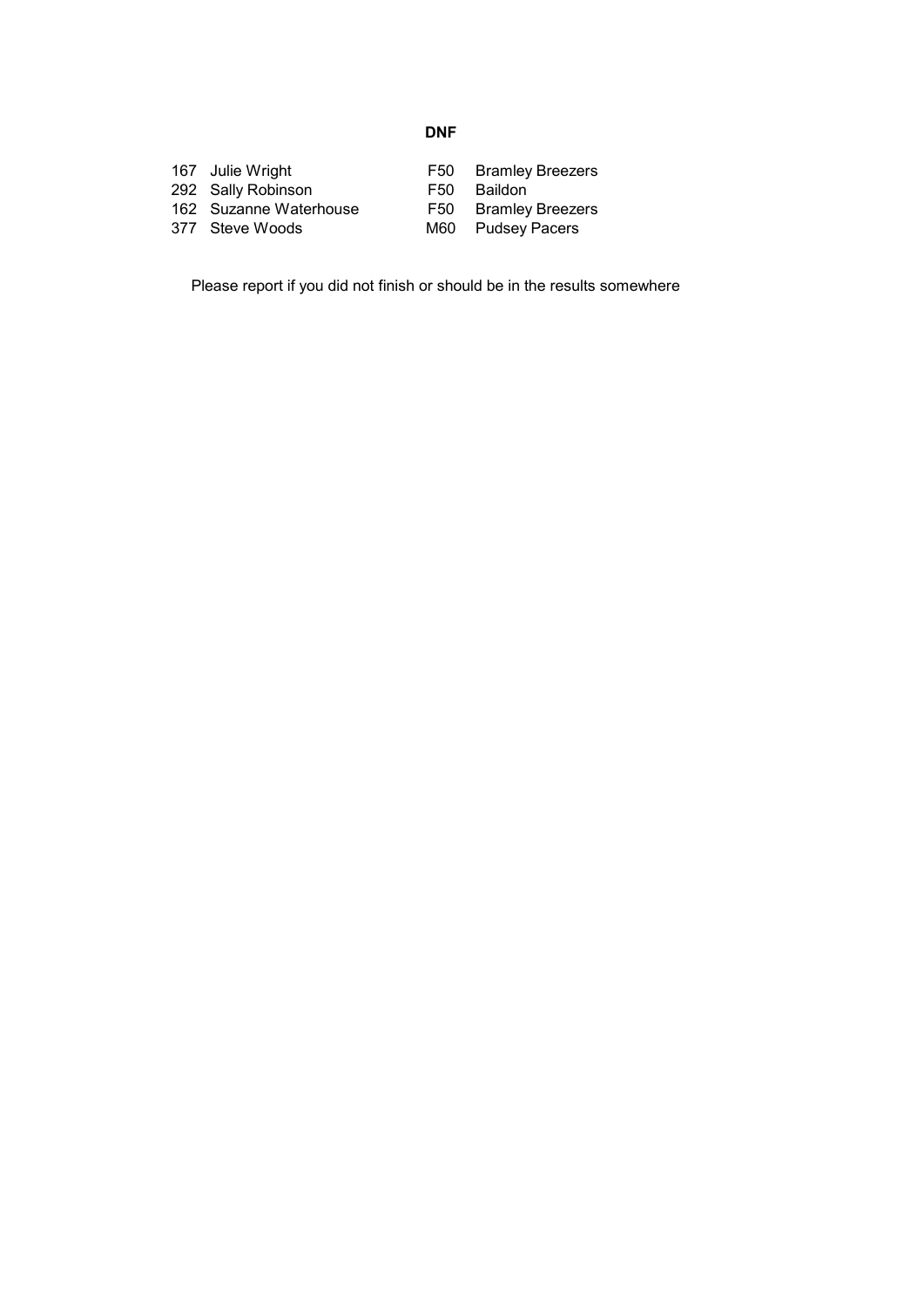**DNF**

| | | | |
|---|---|---|---|
| 167 | Julie Wright | F50 | Bramley Breezers |
| 292 | Sally Robinson | F50 | Baildon |
| 162 | Suzanne Waterhouse | F50 | Bramley Breezers |
| 377 | Steve Woods | M60 | Pudsey Pacers |

Please report if you did not finish or should be in the results somewhere